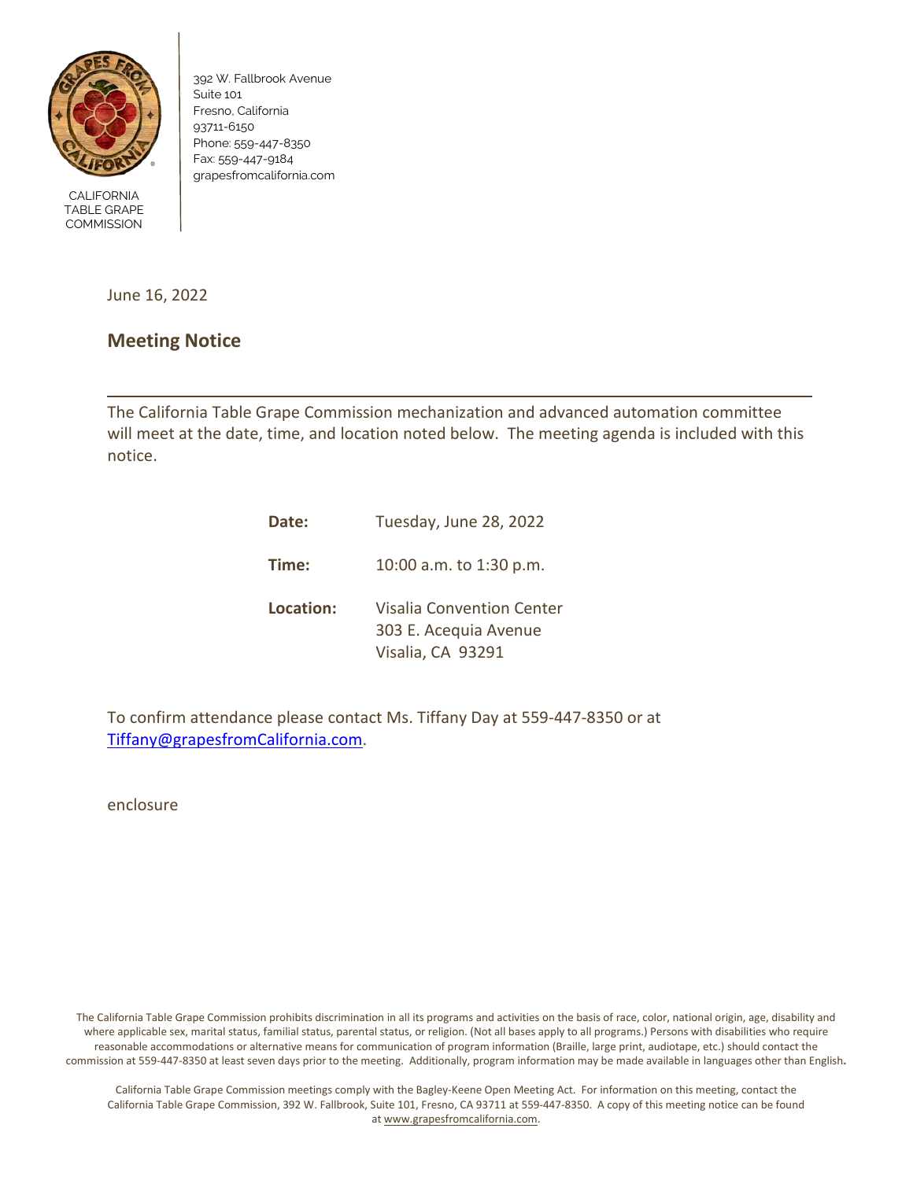CALIFORNIA TABLE GRAPE COMMISSION

392 W. Fallbrook Avenue
Suite 101
Fresno, California
93711-6150
Phone: 559-447-8350
Fax: 559-447-9184
grapesfromcalifornia.com

June 16, 2022

## Meeting Notice

---

The California Table Grape Commission mechanization and advanced automation committee will meet at the date, time, and location noted below. The meeting agenda is included with this notice.

**Date:** Tuesday, June 28, 2022

**Time:** 10:00 a.m. to 1:30 p.m.

**Location:** Visalia Convention Center
303 E. Acequia Avenue
Visalia, CA 93291

To confirm attendance please contact Ms. Tiffany Day at 559-447-8350 or at Tiffany@grapesfromCalifornia.com.

enclosure

The California Table Grape Commission prohibits discrimination in all its programs and activities on the basis of race, color, national origin, age, disability and where applicable sex, marital status, familial status, parental status, or religion. (Not all bases apply to all programs.) Persons with disabilities who require reasonable accommodations or alternative means for communication of program information (Braille, large print, audiotape, etc.) should contact the commission at 559-447-8350 at least seven days prior to the meeting. Additionally, program information may be made available in languages other than English.

California Table Grape Commission meetings comply with the Bagley-Keene Open Meeting Act. For information on this meeting, contact the California Table Grape Commission, 392 W. Fallbrook, Suite 101, Fresno, CA 93711 at 559-447-8350. A copy of this meeting notice can be found at www.grapesfromcalifornia.com.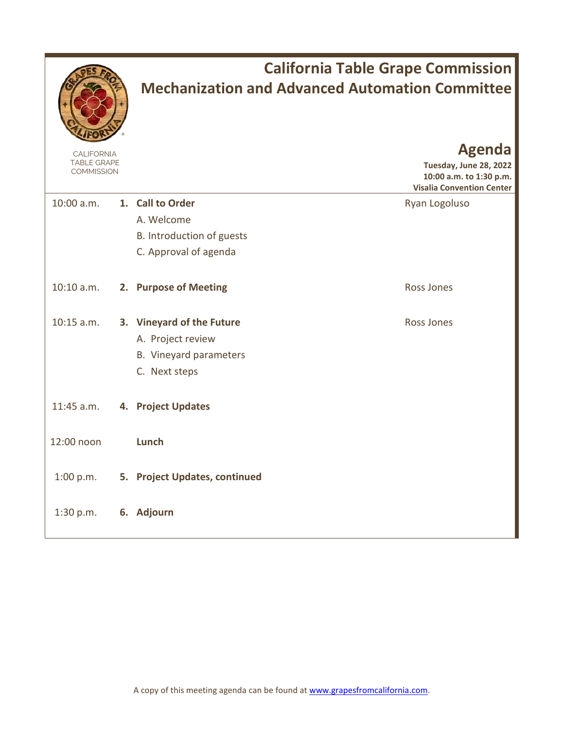# California Table Grape Commission
## Mechanization and Advanced Automation Committee

CALIFORNIA TABLE GRAPE COMMISSION

## Agenda

**Tuesday, June 28, 2022**
**10:00 a.m. to 1:30 p.m.**
**Visalia Convention Center**

| | | |
|---|---|---|
| 10:00 a.m. | **1. Call to Order**<br>A. Welcome<br>B. Introduction of guests<br>C. Approval of agenda | Ryan Logoluso |
| 10:10 a.m. | **2. Purpose of Meeting** | Ross Jones |
| 10:15 a.m. | **3. Vineyard of the Future**<br>A. Project review<br>B. Vineyard parameters<br>C. Next steps | Ross Jones |
| 11:45 a.m. | **4. Project Updates** | |
| 12:00 noon | **Lunch** | |
| 1:00 p.m. | **5. Project Updates, continued** | |
| 1:30 p.m. | **6. Adjourn** | |

A copy of this meeting agenda can be found at www.grapesfromcalifornia.com.